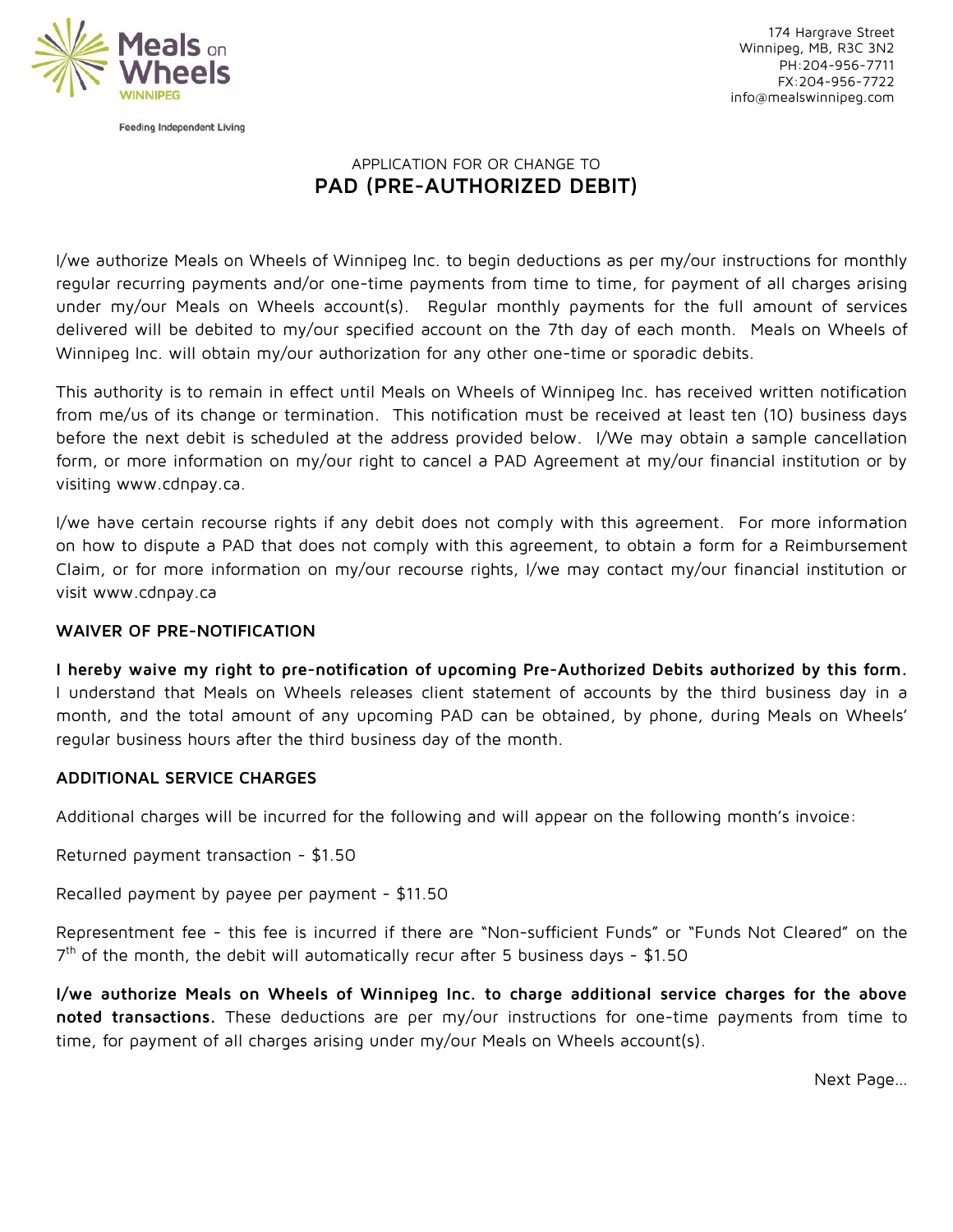Meals on Wheels
WINNIPEG

Feeding Independent Living

174 Hargrave Street
Winnipeg, MB, R3C 3N2
PH:204-956-7711
FX:204-956-7722
info@mealswinnipeg.com

APPLICATION FOR OR CHANGE TO

# PAD (PRE-AUTHORIZED DEBIT)

I/we authorize Meals on Wheels of Winnipeg Inc. to begin deductions as per my/our instructions for monthly regular recurring payments and/or one-time payments from time to time, for payment of all charges arising under my/our Meals on Wheels account(s). Regular monthly payments for the full amount of services delivered will be debited to my/our specified account on the 7th day of each month. Meals on Wheels of Winnipeg Inc. will obtain my/our authorization for any other one-time or sporadic debits.

This authority is to remain in effect until Meals on Wheels of Winnipeg Inc. has received written notification from me/us of its change or termination. This notification must be received at least ten (10) business days before the next debit is scheduled at the address provided below. I/We may obtain a sample cancellation form, or more information on my/our right to cancel a PAD Agreement at my/our financial institution or by visiting www.cdnpay.ca.

I/we have certain recourse rights if any debit does not comply with this agreement. For more information on how to dispute a PAD that does not comply with this agreement, to obtain a form for a Reimbursement Claim, or for more information on my/our recourse rights, I/we may contact my/our financial institution or visit www.cdnpay.ca

**WAIVER OF PRE-NOTIFICATION**

**I hereby waive my right to pre-notification of upcoming Pre-Authorized Debits authorized by this form.** I understand that Meals on Wheels releases client statement of accounts by the third business day in a month, and the total amount of any upcoming PAD can be obtained, by phone, during Meals on Wheels' regular business hours after the third business day of the month.

**ADDITIONAL SERVICE CHARGES**

Additional charges will be incurred for the following and will appear on the following month's invoice:

Returned payment transaction - $1.50

Recalled payment by payee per payment - $11.50

Representment fee - this fee is incurred if there are "Non-sufficient Funds" or "Funds Not Cleared" on the 7th of the month, the debit will automatically recur after 5 business days - $1.50

**I/we authorize Meals on Wheels of Winnipeg Inc. to charge additional service charges for the above noted transactions.** These deductions are per my/our instructions for one-time payments from time to time, for payment of all charges arising under my/our Meals on Wheels account(s).

Next Page…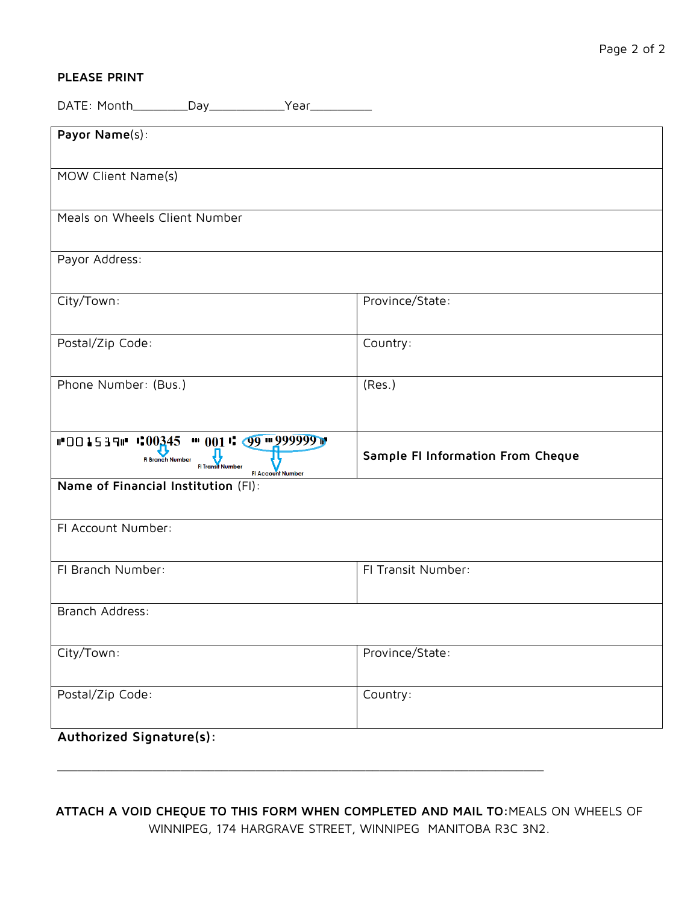**PLEASE PRINT**

DATE: Month________Day___________Year__________

| | |
|---|---|
| **Payor Name**(s): | |
| MOW Client Name(s) | |
| Meals on Wheels Client Number | |
| Payor Address: | |
| City/Town: | Province/State: |
| Postal/Zip Code: | Country: |
| Phone Number: (Bus.) | (Res.) |
| ⑈001539⑈ ⑆00345 ⑈ 001⑆ 99 ⑈ 999999⑈ FI Branch Number FI Transit Number FI Account Number | **Sample FI Information From Cheque** |
| **Name of Financial Institution** (FI): | |
| FI Account Number: | |
| FI Branch Number: | FI Transit Number: |
| Branch Address: | |
| City/Town: | Province/State: |
| Postal/Zip Code: | Country: |

**Authorized Signature(s):**

___________________________________________________________________________

**ATTACH A VOID CHEQUE TO THIS FORM WHEN COMPLETED AND MAIL TO:** MEALS ON WHEELS OF WINNIPEG, 174 HARGRAVE STREET, WINNIPEG MANITOBA R3C 3N2.